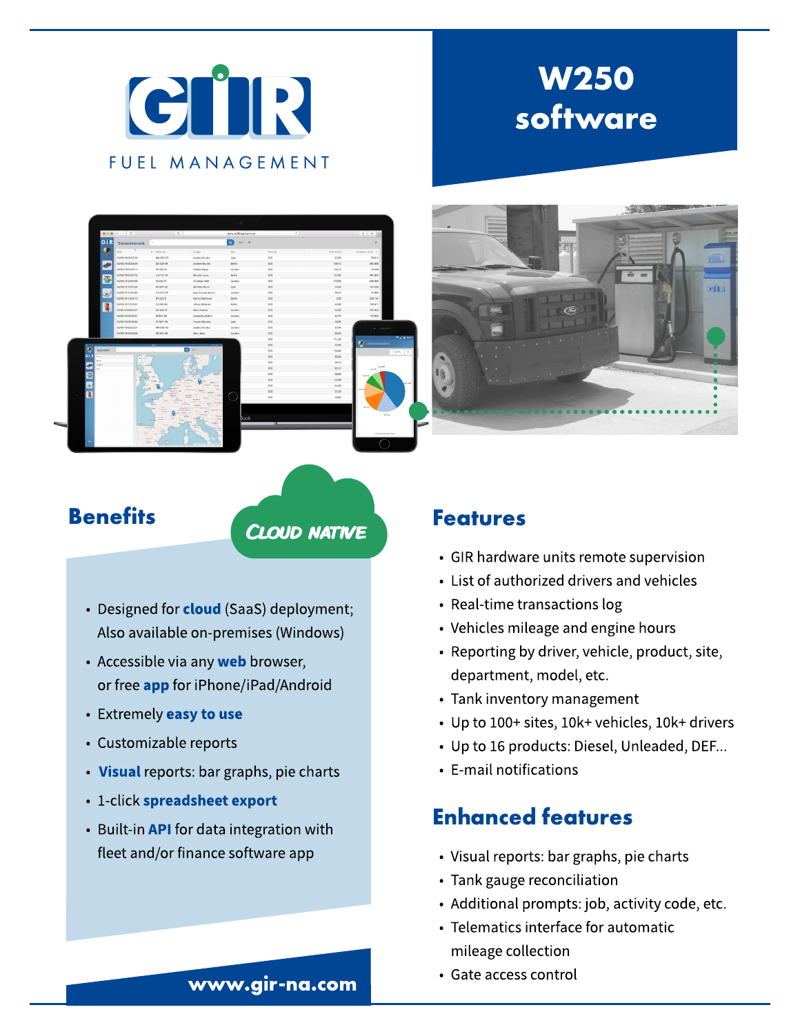GIR FUEL MANAGEMENT

# W250 software

## Benefits

CLOUD NATIVE

- Designed for **cloud** (SaaS) deployment; Also available on-premises (Windows)
- Accessible via any **web** browser, or free **app** for iPhone/iPad/Android
- Extremely **easy to use**
- Customizable reports
- **Visual** reports: bar graphs, pie charts
- 1-click **spreadsheet export**
- Built-in **API** for data integration with fleet and/or finance software app

**www.gir-na.com**

## Features

- GIR hardware units remote supervision
- List of authorized drivers and vehicles
- Real-time transactions log
- Vehicles mileage and engine hours
- Reporting by driver, vehicle, product, site, department, model, etc.
- Tank inventory management
- Up to 100+ sites, 10k+ vehicles, 10k+ drivers
- Up to 16 products: Diesel, Unleaded, DEF...
- E-mail notifications

## Enhanced features

- Visual reports: bar graphs, pie charts
- Tank gauge reconciliation
- Additional prompts: job, activity code, etc.
- Telematics interface for automatic mileage collection
- Gate access control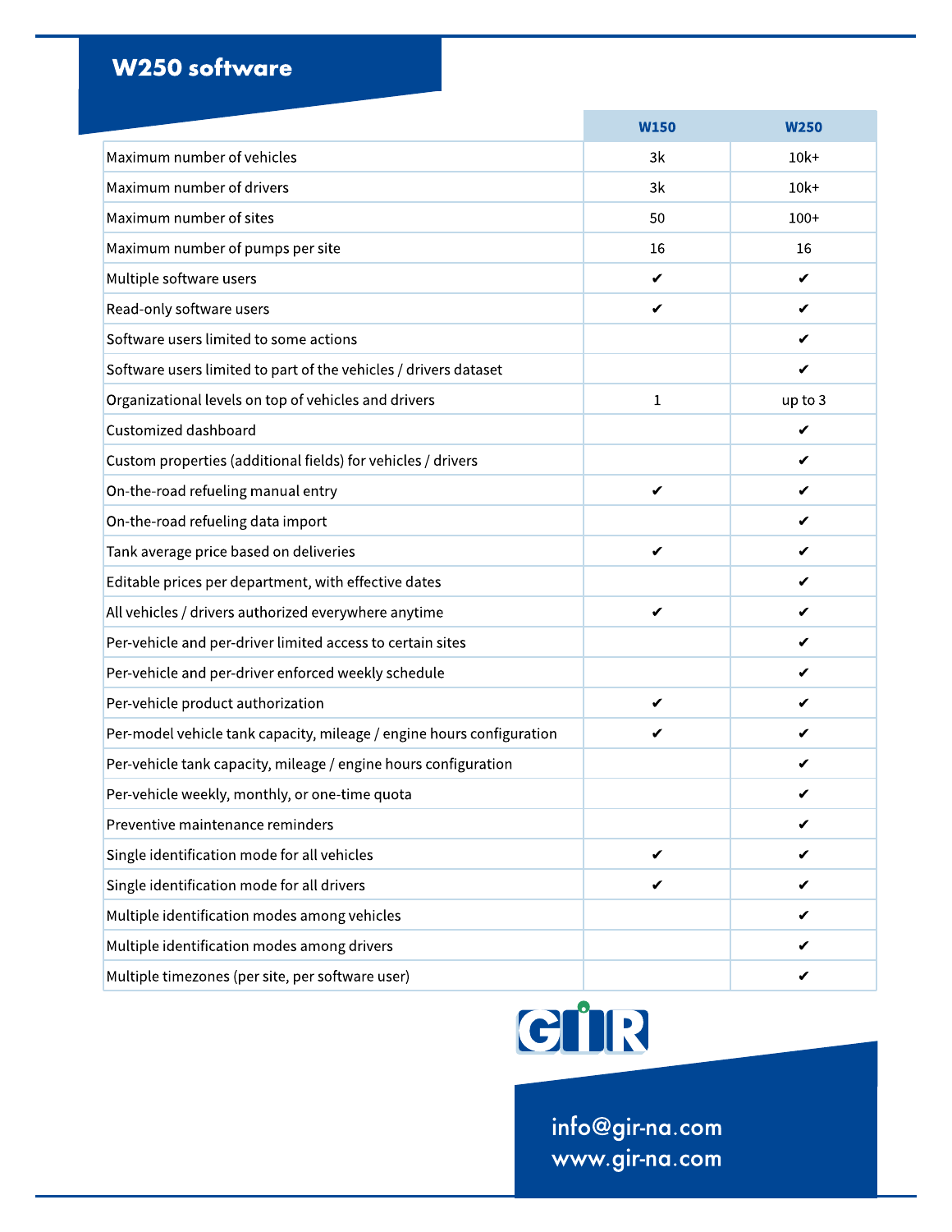## W250 software

| | W150 | W250 |
|---|---|---|
| Maximum number of vehicles | 3k | 10k+ |
| Maximum number of drivers | 3k | 10k+ |
| Maximum number of sites | 50 | 100+ |
| Maximum number of pumps per site | 16 | 16 |
| Multiple software users | ✔ | ✔ |
| Read-only software users | ✔ | ✔ |
| Software users limited to some actions | | ✔ |
| Software users limited to part of the vehicles / drivers dataset | | ✔ |
| Organizational levels on top of vehicles and drivers | 1 | up to 3 |
| Customized dashboard | | ✔ |
| Custom properties (additional fields) for vehicles / drivers | | ✔ |
| On-the-road refueling manual entry | ✔ | ✔ |
| On-the-road refueling data import | | ✔ |
| Tank average price based on deliveries | ✔ | ✔ |
| Editable prices per department, with effective dates | | ✔ |
| All vehicles / drivers authorized everywhere anytime | ✔ | ✔ |
| Per-vehicle and per-driver limited access to certain sites | | ✔ |
| Per-vehicle and per-driver enforced weekly schedule | | ✔ |
| Per-vehicle product authorization | ✔ | ✔ |
| Per-model vehicle tank capacity, mileage / engine hours configuration | ✔ | ✔ |
| Per-vehicle tank capacity, mileage / engine hours configuration | | ✔ |
| Per-vehicle weekly, monthly, or one-time quota | | ✔ |
| Preventive maintenance reminders | | ✔ |
| Single identification mode for all vehicles | ✔ | ✔ |
| Single identification mode for all drivers | ✔ | ✔ |
| Multiple identification modes among vehicles | | ✔ |
| Multiple identification modes among drivers | | ✔ |
| Multiple timezones (per site, per software user) | | ✔ |

GIR

info@gir-na.com
www.gir-na.com